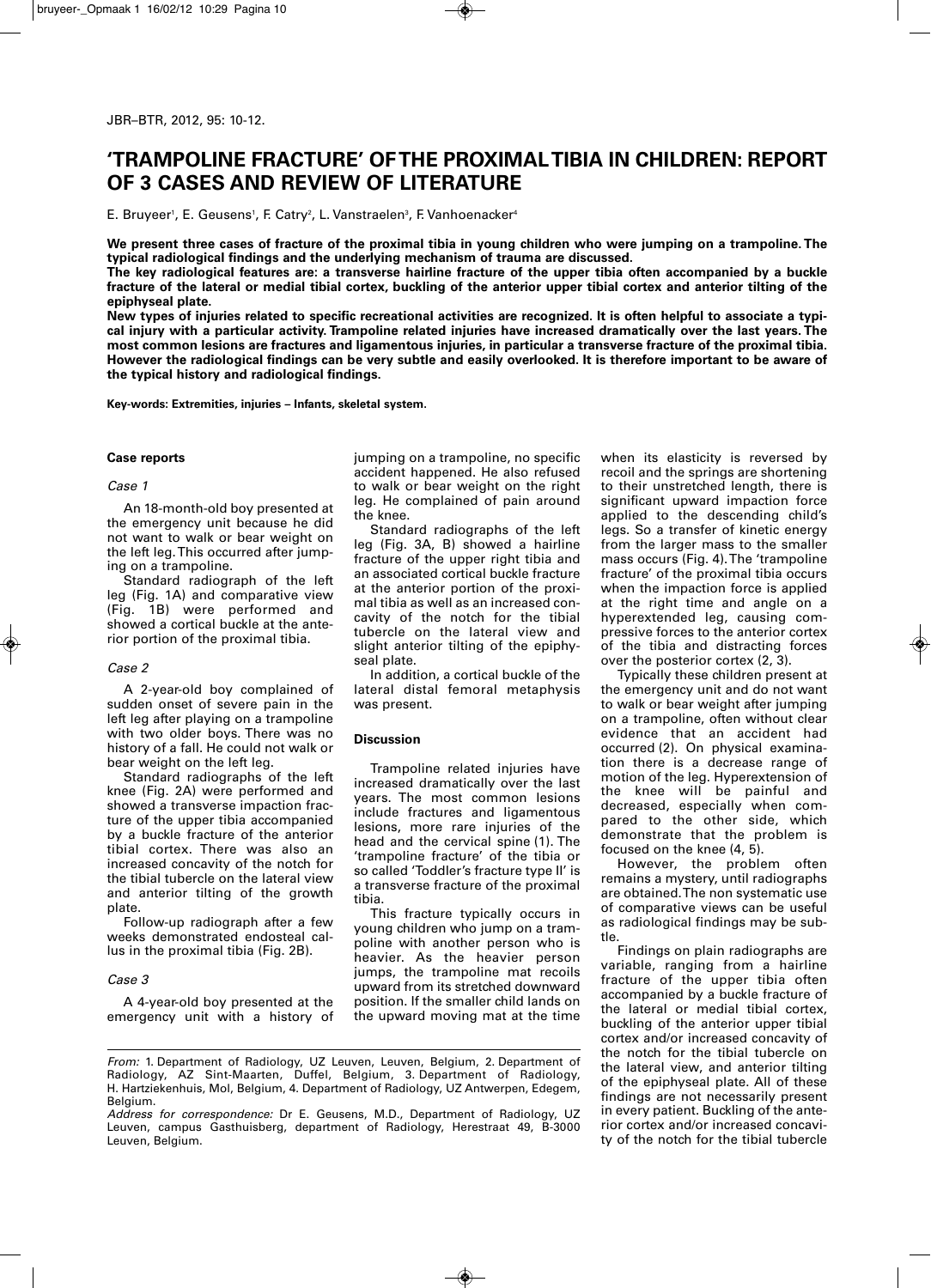# 'TRAMPOLINE FRACTURE' OF THE PROXIMAL TIBIA IN CHILDREN: REPORT OF 3 CASES AND REVIEW OF LITERATURE

E. Bruyeer[1], E. Geusens[1], F. Catry[2], L. Vanstraelen[3], F. Vanhoenacker[4]

**We present three cases of fracture of the proximal tibia in young children who were jumping on a trampoline. The typical radiological findings and the underlying mechanism of trauma are discussed.**

**The key radiological features are: a transverse hairline fracture of the upper tibia often accompanied by a buckle fracture of the lateral or medial tibial cortex, buckling of the anterior upper tibial cortex and anterior tilting of the epiphyseal plate.**

**New types of injuries related to specific recreational activities are recognized. It is often helpful to associate a typical injury with a particular activity. Trampoline related injuries have increased dramatically over the last years. The most common lesions are fractures and ligamentous injuries, in particular a transverse fracture of the proximal tibia. However the radiological findings can be very subtle and easily overlooked. It is therefore important to be aware of the typical history and radiological findings.**

**Key-words: Extremities, injuries – Infants, skeletal system.**

### Case reports

*Case 1*

An 18-month-old boy presented at the emergency unit because he did not want to walk or bear weight on the left leg. This occurred after jumping on a trampoline.

Standard radiograph of the left leg (Fig. 1A) and comparative view (Fig. 1B) were performed and showed a cortical buckle at the anterior portion of the proximal tibia.

*Case 2*

A 2-year-old boy complained of sudden onset of severe pain in the left leg after playing on a trampoline with two older boys. There was no history of a fall. He could not walk or bear weight on the left leg.

Standard radiographs of the left knee (Fig. 2A) were performed and showed a transverse impaction fracture of the upper tibia accompanied by a buckle fracture of the anterior tibial cortex. There was also an increased concavity of the notch for the tibial tubercle on the lateral view and anterior tilting of the growth plate.

Follow-up radiograph after a few weeks demonstrated endosteal callus in the proximal tibia (Fig. 2B).

*Case 3*

A 4-year-old boy presented at the emergency unit with a history of jumping on a trampoline, no specific accident happened. He also refused to walk or bear weight on the right leg. He complained of pain around the knee.

Standard radiographs of the left leg (Fig. 3A, B) showed a hairline fracture of the upper right tibia and an associated cortical buckle fracture at the anterior portion of the proximal tibia as well as an increased concavity of the notch for the tibial tubercle on the lateral view and slight anterior tilting of the epiphyseal plate.

In addition, a cortical buckle of the lateral distal femoral metaphysis was present.

### Discussion

Trampoline related injuries have increased dramatically over the last years. The most common lesions include fractures and ligamentous lesions, more rare injuries of the head and the cervical spine (1). The 'trampoline fracture' of the tibia or so called 'Toddler's fracture type II' is a transverse fracture of the proximal tibia.

This fracture typically occurs in young children who jump on a trampoline with another person who is heavier. As the heavier person jumps, the trampoline mat recoils upward from its stretched downward position. If the smaller child lands on the upward moving mat at the time when its elasticity is reversed by recoil and the springs are shortening to their unstretched length, there is significant upward impaction force applied to the descending child's legs. So a transfer of kinetic energy from the larger mass to the smaller mass occurs (Fig. 4). The 'trampoline fracture' of the proximal tibia occurs when the impaction force is applied at the right time and angle on a hyperextended leg, causing compressive forces to the anterior cortex of the tibia and distracting forces over the posterior cortex (2, 3).

Typically these children present at the emergency unit and do not want to walk or bear weight after jumping on a trampoline, often without clear evidence that an accident had occurred (2). On physical examination there is a decrease range of motion of the leg. Hyperextension of the knee will be painful and decreased, especially when compared to the other side, which demonstrate that the problem is focused on the knee (4, 5).

However, the problem often remains a mystery, until radiographs are obtained. The non systematic use of comparative views can be useful as radiological findings may be subtle.

Findings on plain radiographs are variable, ranging from a hairline fracture of the upper tibia often accompanied by a buckle fracture of the lateral or medial tibial cortex, buckling of the anterior upper tibial cortex and/or increased concavity of the notch for the tibial tubercle on the lateral view, and anterior tilting of the epiphyseal plate. All of these findings are not necessarily present in every patient. Buckling of the anterior cortex and/or increased concavity of the notch for the tibial tubercle

*From:* 1. Department of Radiology, UZ Leuven, Leuven, Belgium, 2. Department of Radiology, AZ Sint-Maarten, Duffel, Belgium, 3. Department of Radiology, H. Hartziekenhuis, Mol, Belgium, 4. Department of Radiology, UZ Antwerpen, Edegem, Belgium.

*Address for correspondence:* Dr E. Geusens, M.D., Department of Radiology, UZ Leuven, campus Gasthuisberg, department of Radiology, Herestraat 49, B-3000 Leuven, Belgium.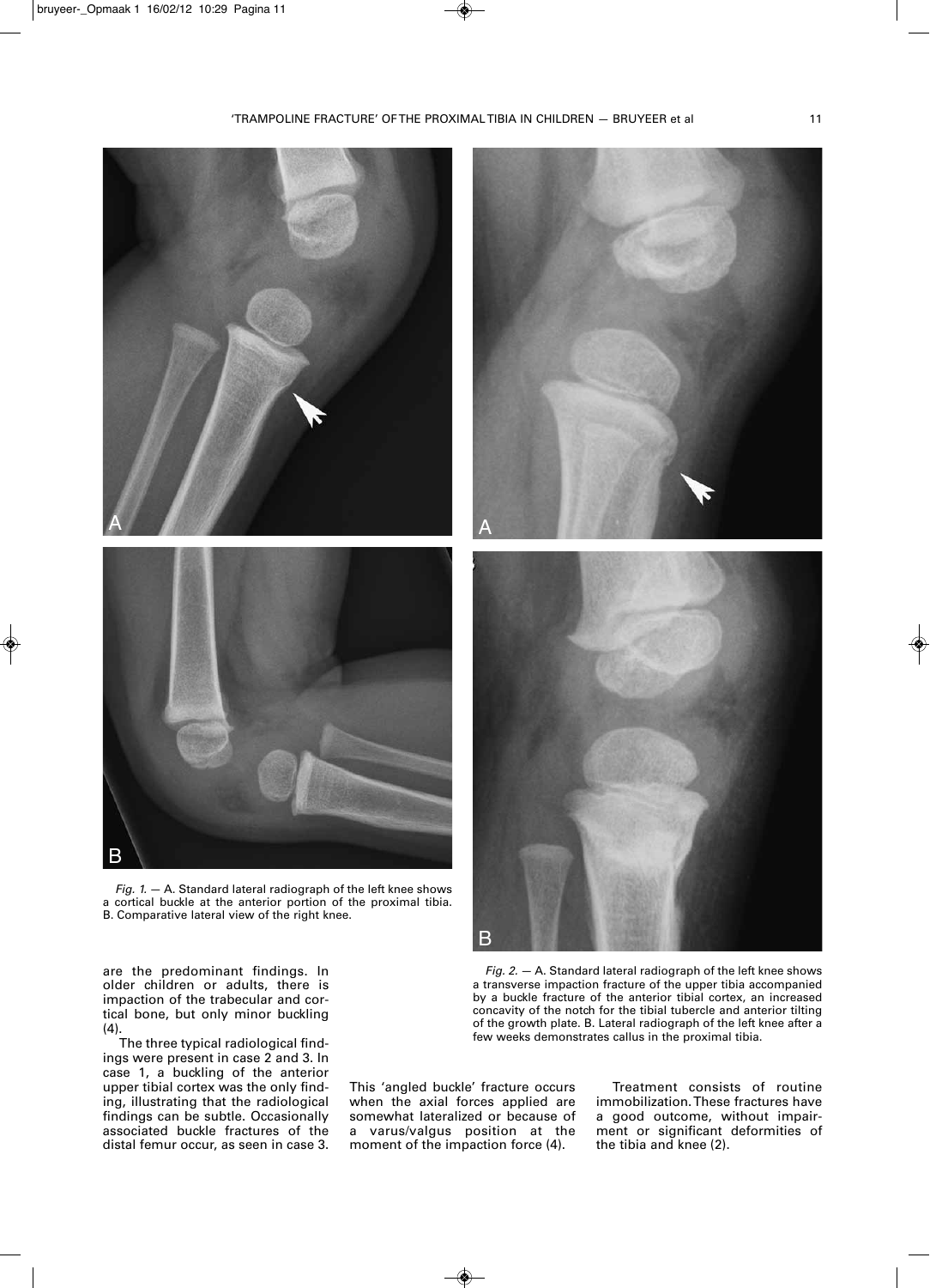*Fig. 1.* — A. Standard lateral radiograph of the left knee shows a cortical buckle at the anterior portion of the proximal tibia. B. Comparative lateral view of the right knee.

*Fig. 2.* — A. Standard lateral radiograph of the left knee shows a transverse impaction fracture of the upper tibia accompanied by a buckle fracture of the anterior tibial cortex, an increased concavity of the notch for the tibial tubercle and anterior tilting of the growth plate. B. Lateral radiograph of the left knee after a few weeks demonstrates callus in the proximal tibia.

are the predominant findings. In older children or adults, there is impaction of the trabecular and cortical bone, but only minor buckling (4).

The three typical radiological findings were present in case 2 and 3. In case 1, a buckling of the anterior upper tibial cortex was the only finding, illustrating that the radiological findings can be subtle. Occasionally associated buckle fractures of the distal femur occur, as seen in case 3. This 'angled buckle' fracture occurs when the axial forces applied are somewhat lateralized or because of a varus/valgus position at the moment of the impaction force (4).

Treatment consists of routine immobilization. These fractures have a good outcome, without impairment or significant deformities of the tibia and knee (2).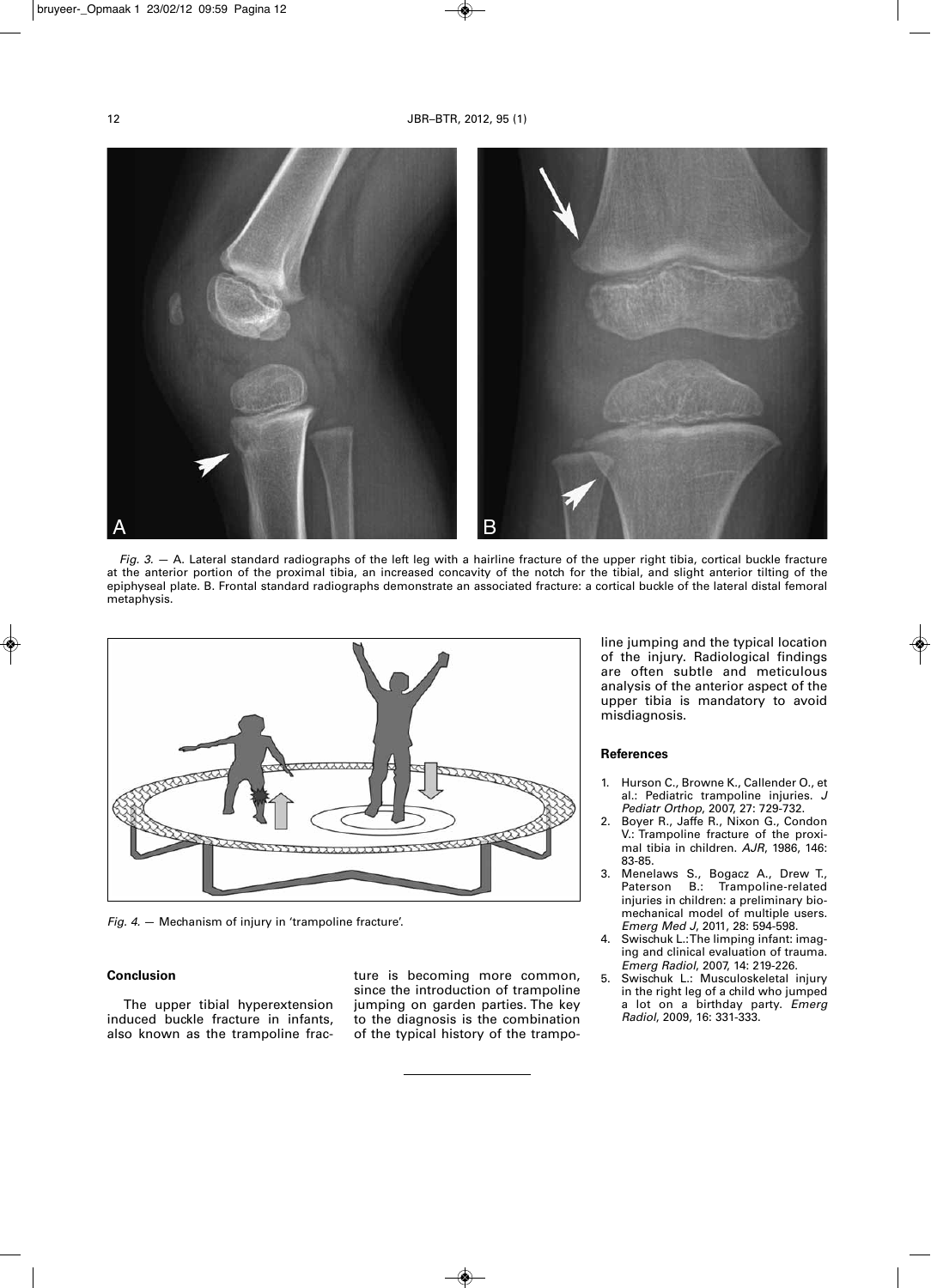*Fig. 3.* — A. Lateral standard radiographs of the left leg with a hairline fracture of the upper right tibia, cortical buckle fracture at the anterior portion of the proximal tibia, an increased concavity of the notch for the tibial, and slight anterior tilting of the epiphyseal plate. B. Frontal standard radiographs demonstrate an associated fracture: a cortical buckle of the lateral distal femoral metaphysis.

*Fig. 4.* — Mechanism of injury in 'trampoline fracture'.

## Conclusion

The upper tibial hyperextension induced buckle fracture in infants, also known as the trampoline fracture is becoming more common, since the introduction of trampoline jumping on garden parties. The key to the diagnosis is the combination of the typical history of the trampoline jumping and the typical location of the injury. Radiological findings are often subtle and meticulous analysis of the anterior aspect of the upper tibia is mandatory to avoid misdiagnosis.

## References

1. Hurson C., Browne K., Callender O., et al.: Pediatric trampoline injuries. *J Pediatr Orthop*, 2007, 27: 729-732.
2. Boyer R., Jaffe R., Nixon G., Condon V.: Trampoline fracture of the proximal tibia in children. *AJR*, 1986, 146: 83-85.
3. Menelaws S., Bogacz A., Drew T., Paterson B.: Trampoline-related injuries in children: a preliminary biomechanical model of multiple users. *Emerg Med J*, 2011, 28: 594-598.
4. Swischuk L.: The limping infant: imaging and clinical evaluation of trauma. *Emerg Radiol*, 2007, 14: 219-226.
5. Swischuk L.: Musculoskeletal injury in the right leg of a child who jumped a lot on a birthday party. *Emerg Radiol*, 2009, 16: 331-333.